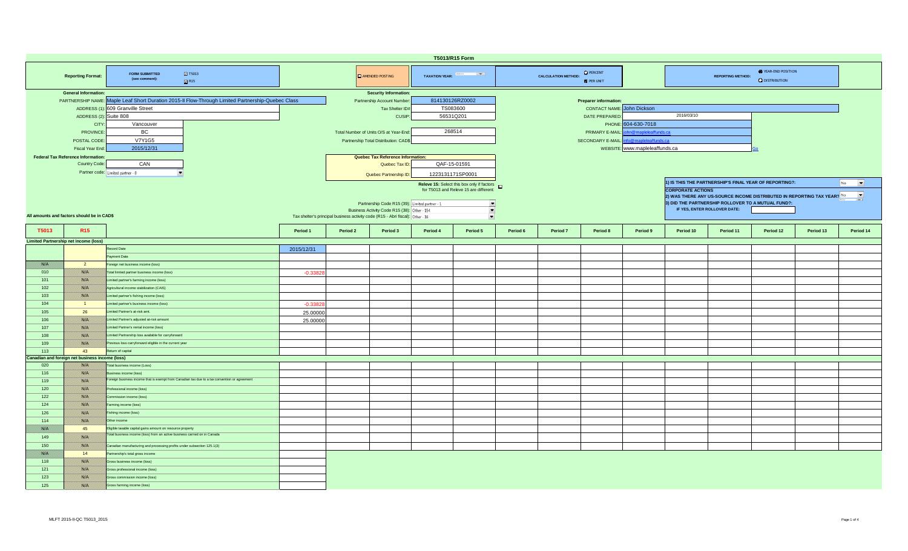# T5013/R15 Form

**Reporting Format:** FORM SUBMITTED (see comment): ☑ T5013 ☐ R15

☐ AMENDED POSTING

**TAXATION YEAR:**

**CALCULATION METHOD:** ○ PERCENT ● PER UNIT

**REPORTING METHOD:** ● YEAR-END POSITION ○ DISTRIBUTION

## General Information:

| | |
|---|---|
| PARTNERSHIP NAME: | Maple Leaf Short Duration 2015-II Flow-Through Limited Partnership-Quebec Class |
| ADDRESS (1): | 609 Granville Street |
| ADDRESS (2): | Suite 808 |
| CITY: | Vancouver |
| PROVINCE: | BC |
| POSTAL CODE: | V7Y1G5 |
| Fiscal Year End: | 2015/12/31 |

## Security Information:

| | |
|---|---|
| Partnership Account Number: | 814130126RZ0002 |
| Tax Shelter ID# | TS083600 |
| CUSIP: | 56531Q201 |
| Total Number of Units O/S at Year-End: | 268514 |
| Partnership Total Distribution: CAD$ | |

## Preparer information:

| | |
|---|---|
| CONTACT NAME: | John Dickson |
| DATE PREPARED: | 2016/03/10 |
| PHONE: | 604-630-7018 |
| PRIMARY E-MAIL: | john@mapleleaffunds.ca |
| SECONDARY E-MAIL: | info@mapleleaffunds.ca |
| WEBSITE: | www.mapleleaffunds.ca |

## Federal Tax Reference Information:

| | |
|---|---|
| Country Code: | CAN |
| Partner code: | Limited partner - 0 |

## Quebec Tax Reference Information:

| | |
|---|---|
| Quebec Tax ID: | QAF-15-01591 |
| Quebec Partnership ID: | 1223131171SP0001 |

Releve 15: Select this box only if factors for T5013 and Releve 15 are different: ☐

| | |
|---|---|
| Partnership Code R15 (39): | Limited partner - 1 |
| Business Activity Code R15 (38): | Other - 154 |
| Tax shelter's principal business activity code (R15 - Abri fiscal): | Other - 16 |

1) IS THIS THE PARTNERSHIP'S FINAL YEAR OF REPORTING?: No

**CORPORATE ACTIONS**

2) WAS THERE ANY US-SOURCE INCOME DISTRIBUTED IN REPORTING TAX YEAR? No

3) DID THE PARTNERSHIP ROLLOVER TO A MUTUAL FUND?: 
IF YES, ENTER ROLLOVER DATE:

All amounts and factors should be in CAD$

| T5013 | R15 | | Period 1 | Period 2 | Period 3 | Period 4 | Period 5 | Period 6 | Period 7 | Period 8 | Period 9 | Period 10 | Period 11 | Period 12 | Period 13 | Period 14 |
|---|---|---|---|---|---|---|---|---|---|---|---|---|---|---|---|---|
| **Limited Partnership net income (loss)** | | | | | | | | | | | | | | | | |
| | | Record Date | 2015/12/31 | | | | | | | | | | | | | |
| | | Payment Date | | | | | | | | | | | | | | |
| N/A | 2 | Foreign net business income (loss) | | | | | | | | | | | | | | |
| 010 | N/A | Total limited partner business income (loss) | -0.33828 | | | | | | | | | | | | | |
| 101 | N/A | Limited partner's farming income (loss) | | | | | | | | | | | | | | |
| 102 | N/A | Agricultural income stabilization (CAIS) | | | | | | | | | | | | | | |
| 103 | N/A | Limited partner's fishing income (loss) | | | | | | | | | | | | | | |
| 104 | 1 | Limited partner's business income (loss) | -0.33828 | | | | | | | | | | | | | |
| 105 | 26 | Limited Partner's at-risk amt. | 25.00000 | | | | | | | | | | | | | |
| 106 | N/A | Limited Partner's adjusted at-risk amount | 25.00000 | | | | | | | | | | | | | |
| 107 | N/A | Limited Partner's rental income (loss) | | | | | | | | | | | | | | |
| 108 | N/A | Limited Partnership loss available for carryforward | | | | | | | | | | | | | | |
| 109 | N/A | Previous loss carryforward eligible in the current year | | | | | | | | | | | | | | |
| 113 | 43 | Return of capital | | | | | | | | | | | | | | |
| **Canadian and foreign net business income (loss)** | | | | | | | | | | | | | | | | |
| 020 | N/A | Total business income (Loss) | | | | | | | | | | | | | | |
| 116 | N/A | Business income (loss) | | | | | | | | | | | | | | |
| 119 | N/A | Foreign business income that is exempt from Canadian tax due to a tax convention or agreement | | | | | | | | | | | | | | |
| 120 | N/A | Professional income (loss) | | | | | | | | | | | | | | |
| 122 | N/A | Commission income (loss) | | | | | | | | | | | | | | |
| 124 | N/A | Farming income (loss) | | | | | | | | | | | | | | |
| 126 | N/A | Fishing income (loss) | | | | | | | | | | | | | | |
| 114 | N/A | Other income | | | | | | | | | | | | | | |
| N/A | 45 | Eligible taxable capital gains amount on resource property | | | | | | | | | | | | | | |
| 149 | N/A | Total business income (loss) from an active business carried on in Canada | | | | | | | | | | | | | | |
| 150 | N/A | Canadian manufacturing and processing profits under subsection 125.1(3) | | | | | | | | | | | | | | |
| N/A | 14 | Partnership's total gross income | | | | | | | | | | | | | | |
| 118 | N/A | Gross business income (loss) | | | | | | | | | | | | | | |
| 121 | N/A | Gross professional income (loss) | | | | | | | | | | | | | | |
| 123 | N/A | Gross commission income (loss) | | | | | | | | | | | | | | |
| 125 | N/A | Gross farming income (loss) | | | | | | | | | | | | | | |

MLFT 2015-II-QC T5013_2015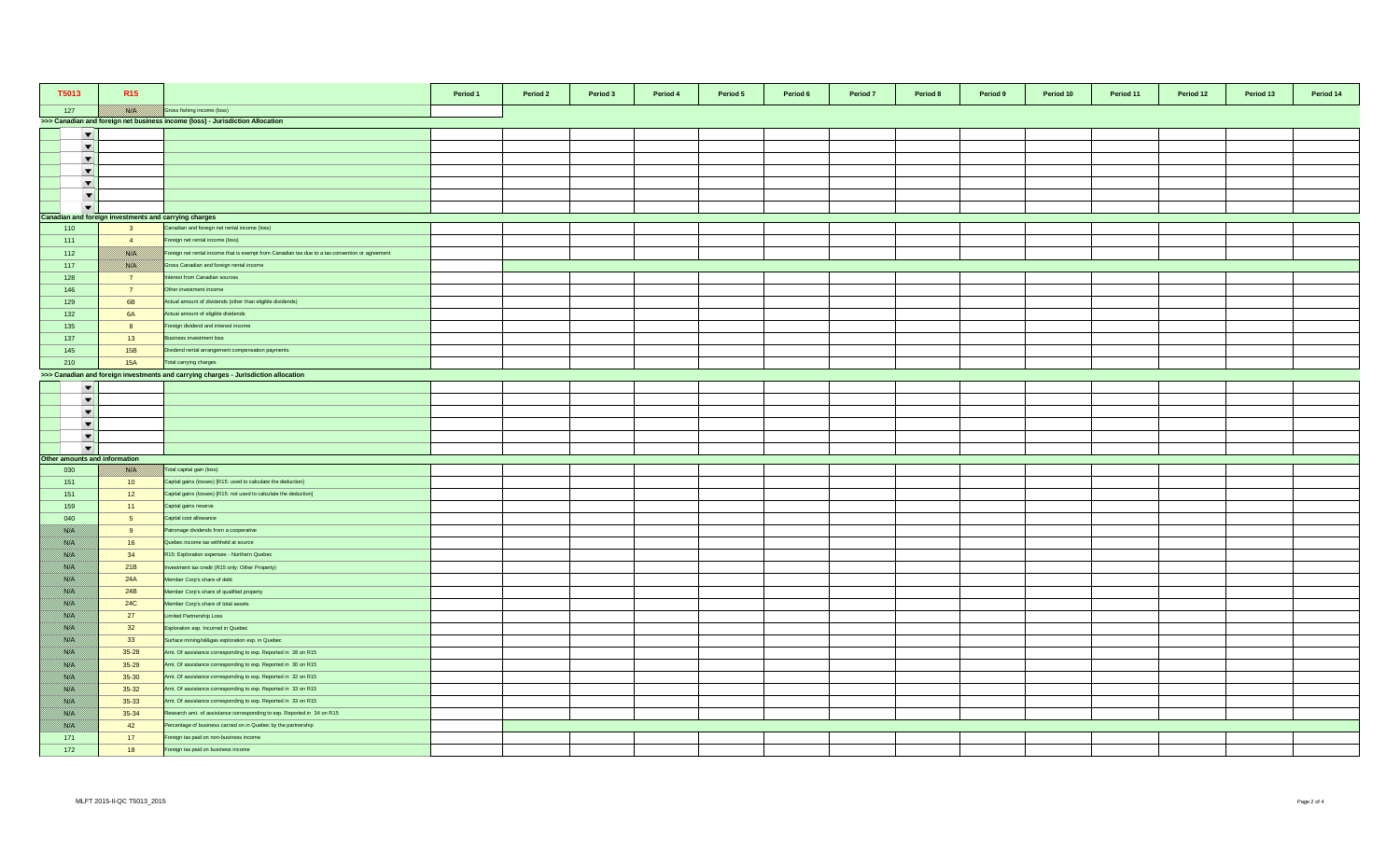| T5013 | R15 | | Period 1 | Period 2 | Period 3 | Period 4 | Period 5 | Period 6 | Period 7 | Period 8 | Period 9 | Period 10 | Period 11 | Period 12 | Period 13 | Period 14 |
|---|---|---|---|---|---|---|---|---|---|---|---|---|---|---|---|---|
| 127 | N/A | Gross fishing income (loss) | | | | | | | | | | | | | | |
| >>> Canadian and foreign net business income (loss) - Jurisdiction Allocation | | | | | | | | | | | | | | | | |
| | | | | | | | | | | | | | | | | |
| | | | | | | | | | | | | | | | | |
| | | | | | | | | | | | | | | | | |
| | | | | | | | | | | | | | | | | |
| | | | | | | | | | | | | | | | | |
| | | | | | | | | | | | | | | | | |
| | | | | | | | | | | | | | | | | |
| Canadian and foreign investments and carrying charges | | | | | | | | | | | | | | | | |
| 110 | 3 | Canadian and foreign net rental income (loss) | | | | | | | | | | | | | | |
| 111 | 4 | Foreign net rental income (loss) | | | | | | | | | | | | | | |
| 112 | N/A | Foreign net rental income that is exempt from Canadian tax due to a tax convention or agreement | | | | | | | | | | | | | | |
| 117 | N/A | Gross Canadian and foreign rental income | | | | | | | | | | | | | | |
| 128 | 7 | Interest from Canadian sources | | | | | | | | | | | | | | |
| 146 | 7 | Other investment income | | | | | | | | | | | | | | |
| 129 | 6B | Actual amount of dividends (other than eligible dividends) | | | | | | | | | | | | | | |
| 132 | 6A | Actual amount of eligible dividends | | | | | | | | | | | | | | |
| 135 | 8 | Foreign dividend and interest income | | | | | | | | | | | | | | |
| 137 | 13 | Business investment loss | | | | | | | | | | | | | | |
| 145 | 15B | Dividend rental arrangement compensation payments | | | | | | | | | | | | | | |
| 210 | 15A | Total carrying charges | | | | | | | | | | | | | | |
| >>> Canadian and foreign investments and carrying charges - Jurisdiction allocation | | | | | | | | | | | | | | | | |
| | | | | | | | | | | | | | | | | |
| | | | | | | | | | | | | | | | | |
| | | | | | | | | | | | | | | | | |
| | | | | | | | | | | | | | | | | |
| | | | | | | | | | | | | | | | | |
| | | | | | | | | | | | | | | | | |
| Other amounts and information | | | | | | | | | | | | | | | | |
| 030 | N/A | Total capital gain (loss) | | | | | | | | | | | | | | |
| 151 | 10 | Capital gains (losses) [R15: used to calculate the deduction] | | | | | | | | | | | | | | |
| 151 | 12 | Capital gains (losses) [R15: not used to calculate the deduction] | | | | | | | | | | | | | | |
| 159 | 11 | Capital gains reserve | | | | | | | | | | | | | | |
| 040 | 5 | Capital cost allowance | | | | | | | | | | | | | | |
| N/A | 9 | Patronage dividends from a cooperative | | | | | | | | | | | | | | |
| N/A | 16 | Quebec income tax withheld at source | | | | | | | | | | | | | | |
| N/A | 34 | R15: Exploration expenses - Northern Quebec | | | | | | | | | | | | | | |
| N/A | 21B | Investment tax credit (R15 only: Other Property) | | | | | | | | | | | | | | |
| N/A | 24A | Member Corp's share of debt | | | | | | | | | | | | | | |
| N/A | 24B | Member Corp's share of qualified property | | | | | | | | | | | | | | |
| N/A | 24C | Member Corp's share of total assets | | | | | | | | | | | | | | |
| N/A | 27 | Limited Partnership Loss | | | | | | | | | | | | | | |
| N/A | 32 | Exploration exp. Incurred in Quebec | | | | | | | | | | | | | | |
| N/A | 33 | Surface mining/oil&gas exploration exp. in Quebec | | | | | | | | | | | | | | |
| N/A | 35-28 | Amt. Of assistance corresponding to exp. Reported in 28 on R15 | | | | | | | | | | | | | | |
| N/A | 35-29 | Amt. Of assistance corresponding to exp. Reported in 30 on R15 | | | | | | | | | | | | | | |
| N/A | 35-30 | Amt. Of assistance corresponding to exp. Reported in 32 on R15 | | | | | | | | | | | | | | |
| N/A | 35-32 | Amt. Of assistance corresponding to exp. Reported in 33 on R15 | | | | | | | | | | | | | | |
| N/A | 35-33 | Amt. Of assistance corresponding to exp. Reported in 33 on R15 | | | | | | | | | | | | | | |
| N/A | 35-34 | Research amt. of assistance corresponding to exp. Reported in 34 on R15 | | | | | | | | | | | | | | |
| N/A | 42 | Percentage of business carried on in Quebec by the partnership | | | | | | | | | | | | | | |
| 171 | 17 | Foreign tax paid on non-business income | | | | | | | | | | | | | | |
| 172 | 18 | Foreign tax paid on business income | | | | | | | | | | | | | | |

MLFT 2015-II-QC T5013_2015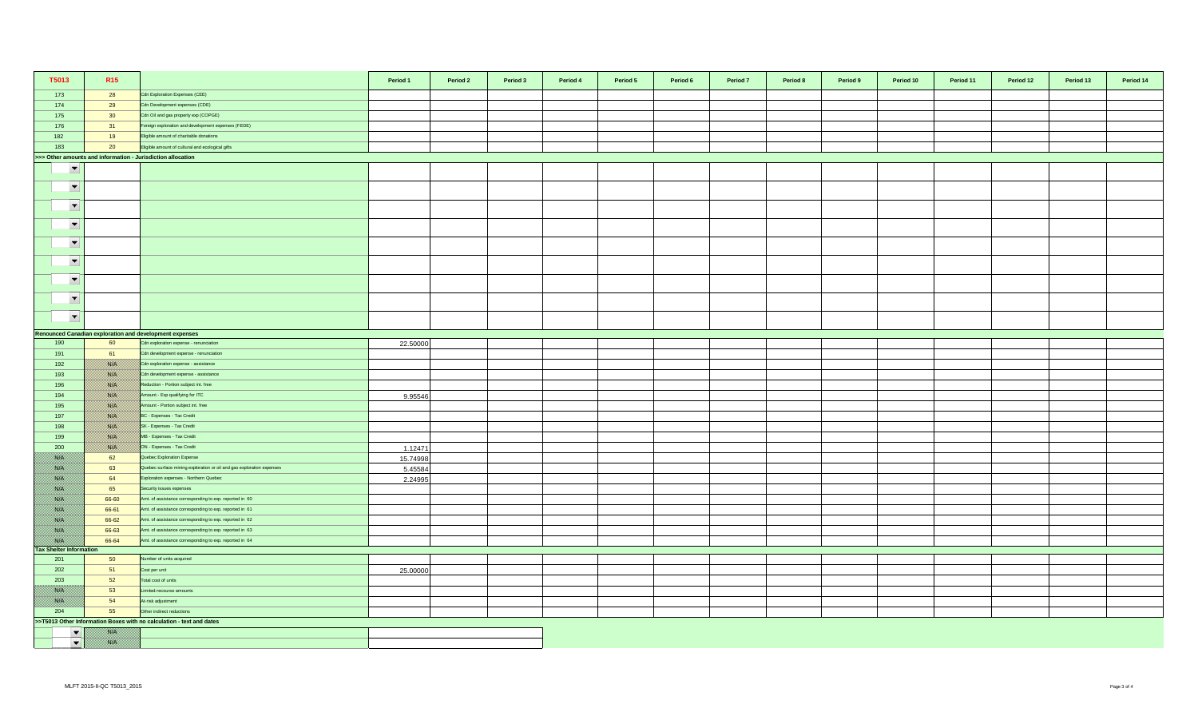| T5013 | R15 | | Period 1 | Period 2 | Period 3 | Period 4 | Period 5 | Period 6 | Period 7 | Period 8 | Period 9 | Period 10 | Period 11 | Period 12 | Period 13 | Period 14 |
|---|---|---|---|---|---|---|---|---|---|---|---|---|---|---|---|---|
| 173 | 28 | Cdn Exploration Expenses (CEE) | | | | | | | | | | | | | | |
| 174 | 29 | Cdn Development expenses (CDE) | | | | | | | | | | | | | | |
| 175 | 30 | Cdn Oil and gas property exp (COPGE) | | | | | | | | | | | | | | |
| 176 | 31 | Foreign exploration and development expenses (FEDE) | | | | | | | | | | | | | | |
| 182 | 19 | Eligible amount of charitable donations | | | | | | | | | | | | | | |
| 183 | 20 | Eligible amount of cultural and ecological gifts | | | | | | | | | | | | | | |
| >>> Other amounts and information - Jurisdiction allocation | | | | | | | | | | | | | | | | |
| | | | | | | | | | | | | | | | | |
| | | | | | | | | | | | | | | | | |
| | | | | | | | | | | | | | | | | |
| | | | | | | | | | | | | | | | | |
| | | | | | | | | | | | | | | | | |
| | | | | | | | | | | | | | | | | |
| | | | | | | | | | | | | | | | | |
| | | | | | | | | | | | | | | | | |
| | | | | | | | | | | | | | | | | |
| Renounced Canadian exploration and development expenses | | | | | | | | | | | | | | | | |
| 190 | 60 | Cdn exploration expense - renunciation | 22.50000 | | | | | | | | | | | | | |
| 191 | 61 | Cdn development expense - renunciation | | | | | | | | | | | | | | |
| 192 | N/A | Cdn exploration expense - assistance | | | | | | | | | | | | | | |
| 193 | N/A | Cdn development expense - assistance | | | | | | | | | | | | | | |
| 196 | N/A | Reduction - Portion subject int. free | | | | | | | | | | | | | | |
| 194 | N/A | Amount - Exp qualifying for ITC | 9.95546 | | | | | | | | | | | | | |
| 195 | N/A | Amount - Portion subject int. free | | | | | | | | | | | | | | |
| 197 | N/A | BC - Expenses - Tax Credit | | | | | | | | | | | | | | |
| 198 | N/A | SK - Expenses - Tax Credit | | | | | | | | | | | | | | |
| 199 | N/A | MB - Expenses - Tax Credit | | | | | | | | | | | | | | |
| 200 | N/A | ON - Expenses - Tax Credit | 1.12471 | | | | | | | | | | | | | |
| N/A | 62 | Quebec Exploration Expense | 15.74998 | | | | | | | | | | | | | |
| N/A | 63 | Quebec surface mining exploration or oil and gas exploration expenses | 5.45584 | | | | | | | | | | | | | |
| N/A | 64 | Exploration expenses - Northern Quebec | 2.24995 | | | | | | | | | | | | | |
| N/A | 65 | Security issues expenses | | | | | | | | | | | | | | |
| N/A | 66-60 | Amt. of assistance corresponding to exp. reported in 60 | | | | | | | | | | | | | | |
| N/A | 66-61 | Amt. of assistance corresponding to exp. reported in 61 | | | | | | | | | | | | | | |
| N/A | 66-62 | Amt. of assistance corresponding to exp. reported in 62 | | | | | | | | | | | | | | |
| N/A | 66-63 | Amt. of assistance corresponding to exp. reported in 63 | | | | | | | | | | | | | | |
| N/A | 66-64 | Amt. of assistance corresponding to exp. reported in 64 | | | | | | | | | | | | | | |
| Tax Shelter Information | | | | | | | | | | | | | | | | |
| 201 | 50 | Number of units acquired | | | | | | | | | | | | | | |
| 202 | 51 | Cost per unit | 25.00000 | | | | | | | | | | | | | |
| 203 | 52 | Total cost of units | | | | | | | | | | | | | | |
| N/A | 53 | Limited-recourse amounts | | | | | | | | | | | | | | |
| N/A | 54 | At-risk adjustment | | | | | | | | | | | | | | |
| 204 | 55 | Other indirect reductions | | | | | | | | | | | | | | |
| >>T5013 Other Information Boxes with no calculation - text and dates | | | | | | | | | | | | | | | | |
| | N/A | | | | | | | | | | | | | | | |
| | N/A | | | | | | | | | | | | | | | |

MLFT 2015-II-QC T5013_2015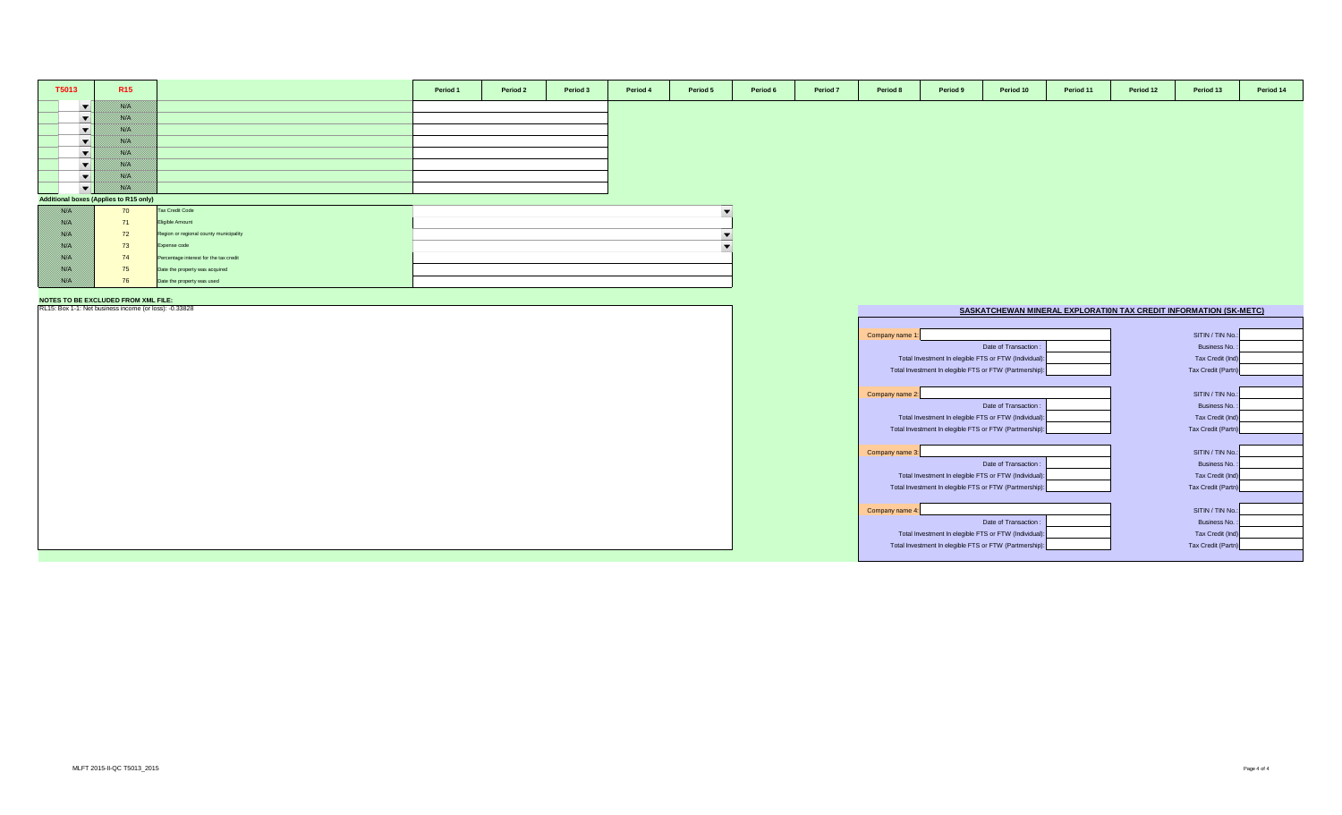| T5013 | R15 | | Period 1 | Period 2 | Period 3 | Period 4 | Period 5 | Period 6 | Period 7 | Period 8 | Period 9 | Period 10 | Period 11 | Period 12 | Period 13 | Period 14 |
|---|---|---|---|---|---|---|---|---|---|---|---|---|---|---|---|---|
| | N/A | | | | | | | | | | | | | | | |
| | N/A | | | | | | | | | | | | | | | |
| | N/A | | | | | | | | | | | | | | | |
| | N/A | | | | | | | | | | | | | | | |
| | N/A | | | | | | | | | | | | | | | |
| | N/A | | | | | | | | | | | | | | | |
| | N/A | | | | | | | | | | | | | | | |
| | N/A | | | | | | | | | | | | | | | |

**Additional boxes (Applies to R15 only)**

| T5013 | R15 | Description | Value |
|---|---|---|---|
| N/A | 70 | Tax Credit Code | |
| N/A | 71 | Eligible Amount | |
| N/A | 72 | Region or regional county municipality | |
| N/A | 73 | Expense code | |
| N/A | 74 | Percentage interest for the tax credit | |
| N/A | 75 | Date the property was acquired | |
| N/A | 76 | Date the property was used | |

**NOTES TO BE EXCLUDED FROM XML FILE:**

RL15: Box 1-1: Net business income (or loss): -0.33828

**SASKATCHEWAN MINERAL EXPLORATION TAX CREDIT INFORMATION (SK-METC)**

| | | | |
|---|---|---|---|
| Company name 1: | | SITIN / TIN No.: | |
| Date of Transaction : | | Business No. : | |
| Total Investment In elegible FTS or FTW (Individual): | | Tax Credit (Ind) | |
| Total Investment In elegible FTS or FTW (Partnership): | | Tax Credit (Partn) | |
| Company name 2: | | SITIN / TIN No.: | |
| Date of Transaction : | | Business No. : | |
| Total Investment In elegible FTS or FTW (Individual): | | Tax Credit (Ind) | |
| Total Investment In elegible FTS or FTW (Partnership): | | Tax Credit (Partn) | |
| Company name 3: | | SITIN / TIN No.: | |
| Date of Transaction : | | Business No. : | |
| Total Investment In elegible FTS or FTW (Individual): | | Tax Credit (Ind) | |
| Total Investment In elegible FTS or FTW (Partnership): | | Tax Credit (Partn) | |
| Company name 4: | | SITIN / TIN No.: | |
| Date of Transaction : | | Business No. : | |
| Total Investment In elegible FTS or FTW (Individual): | | Tax Credit (Ind) | |
| Total Investment In elegible FTS or FTW (Partnership): | | Tax Credit (Partn) | |

MLFT 2015-II-QC T5013_2015